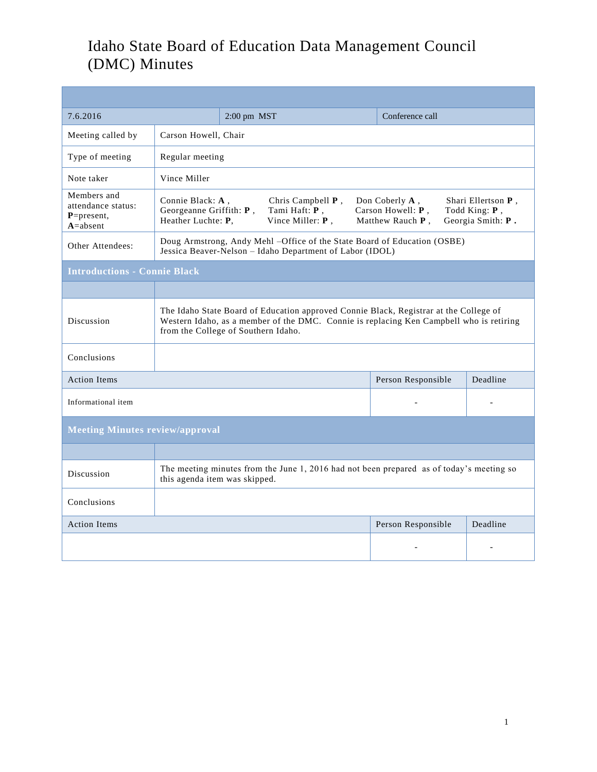# Idaho State Board of Education Data Management Council (DMC) Minutes

| 7.6.2016 | 2:00 pm MST | Conference call |
|---|---|---|
| Meeting called by | Carson Howell, Chair | |
| Type of meeting | Regular meeting | |
| Note taker | Vince Miller | |
| Members and attendance status: **P**=present, **A**=absent | Connie Black: **A** , Chris Campbell **P** , Don Coberly **A** , Shari Ellertson **P** , Georgeanne Griffith: **P** , Tami Haft: **P** , Carson Howell: **P** , Todd King: **P** , Heather Luchte: **P**, Vince Miller: **P** , Matthew Rauch **P** , Georgia Smith: **P .** | |
| Other Attendees: | Doug Armstrong, Andy Mehl –Office of the State Board of Education (OSBE) Jessica Beaver-Nelson – Idaho Department of Labor (IDOL) | |

## Introductions - Connie Black

| | |
|---|---|
| Discussion | The Idaho State Board of Education approved Connie Black, Registrar at the College of Western Idaho, as a member of the DMC. Connie is replacing Ken Campbell who is retiring from the College of Southern Idaho. |
| Conclusions | |

| Action Items | Person Responsible | Deadline |
|---|---|---|
| Informational item | - | - |

## Meeting Minutes review/approval

| | |
|---|---|
| Discussion | The meeting minutes from the June 1, 2016 had not been prepared as of today's meeting so this agenda item was skipped. |
| Conclusions | |

| Action Items | Person Responsible | Deadline |
|---|---|---|
| | - | - |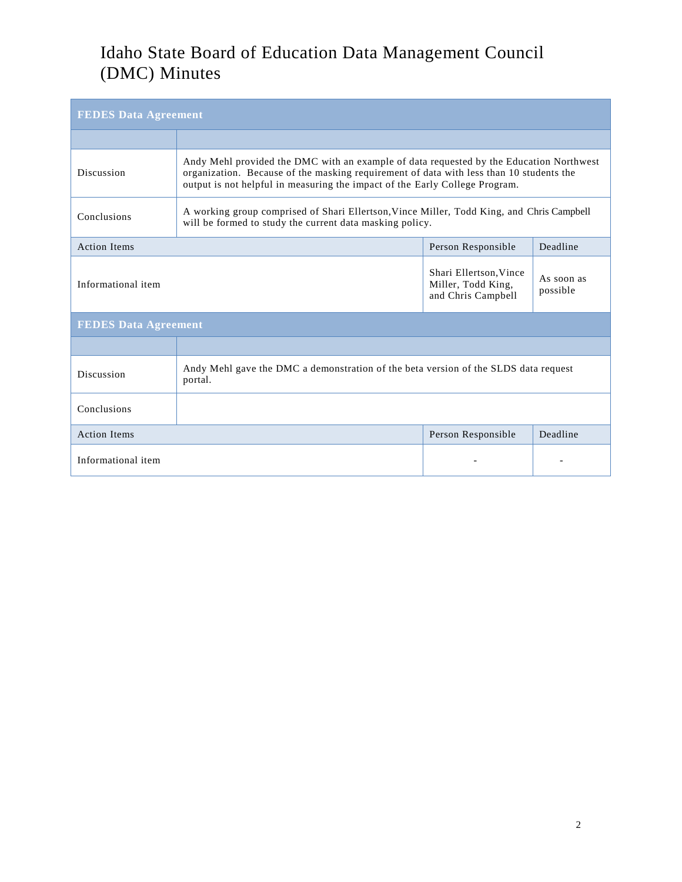# Idaho State Board of Education Data Management Council (DMC) Minutes

| FEDES Data Agreement | | | |
|---|---|---|---|
| | | | |
| Discussion | Andy Mehl provided the DMC with an example of data requested by the Education Northwest organization. Because of the masking requirement of data with less than 10 students the output is not helpful in measuring the impact of the Early College Program. | | |
| Conclusions | A working group comprised of Shari Ellertson,Vince Miller, Todd King, and Chris Campbell will be formed to study the current data masking policy. | | |
| Action Items | | Person Responsible | Deadline |
| Informational item | | Shari Ellertson,Vince Miller, Todd King, and Chris Campbell | As soon as possible |

| FEDES Data Agreement | | | |
|---|---|---|---|
| | | | |
| Discussion | Andy Mehl gave the DMC a demonstration of the beta version of the SLDS data request portal. | | |
| Conclusions | | | |
| Action Items | | Person Responsible | Deadline |
| Informational item | | - | - |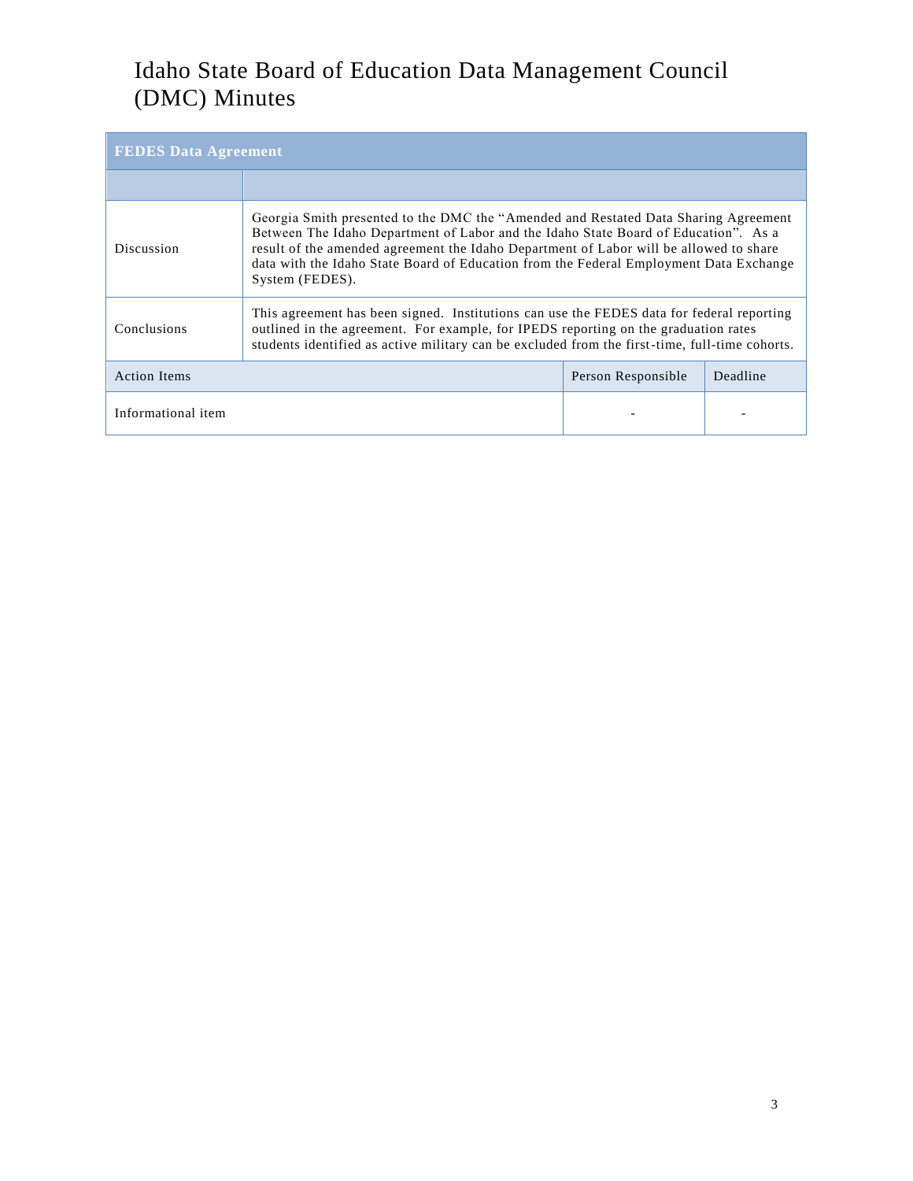# Idaho State Board of Education Data Management Council (DMC) Minutes

| FEDES Data Agreement | | | |
|---|---|---|---|
| | | | |
| Discussion | Georgia Smith presented to the DMC the "Amended and Restated Data Sharing Agreement Between The Idaho Department of Labor and the Idaho State Board of Education". As a result of the amended agreement the Idaho Department of Labor will be allowed to share data with the Idaho State Board of Education from the Federal Employment Data Exchange System (FEDES). | | |
| Conclusions | This agreement has been signed. Institutions can use the FEDES data for federal reporting outlined in the agreement. For example, for IPEDS reporting on the graduation rates students identified as active military can be excluded from the first-time, full-time cohorts. | | |
| Action Items | | Person Responsible | Deadline |
| Informational item | | - | - |